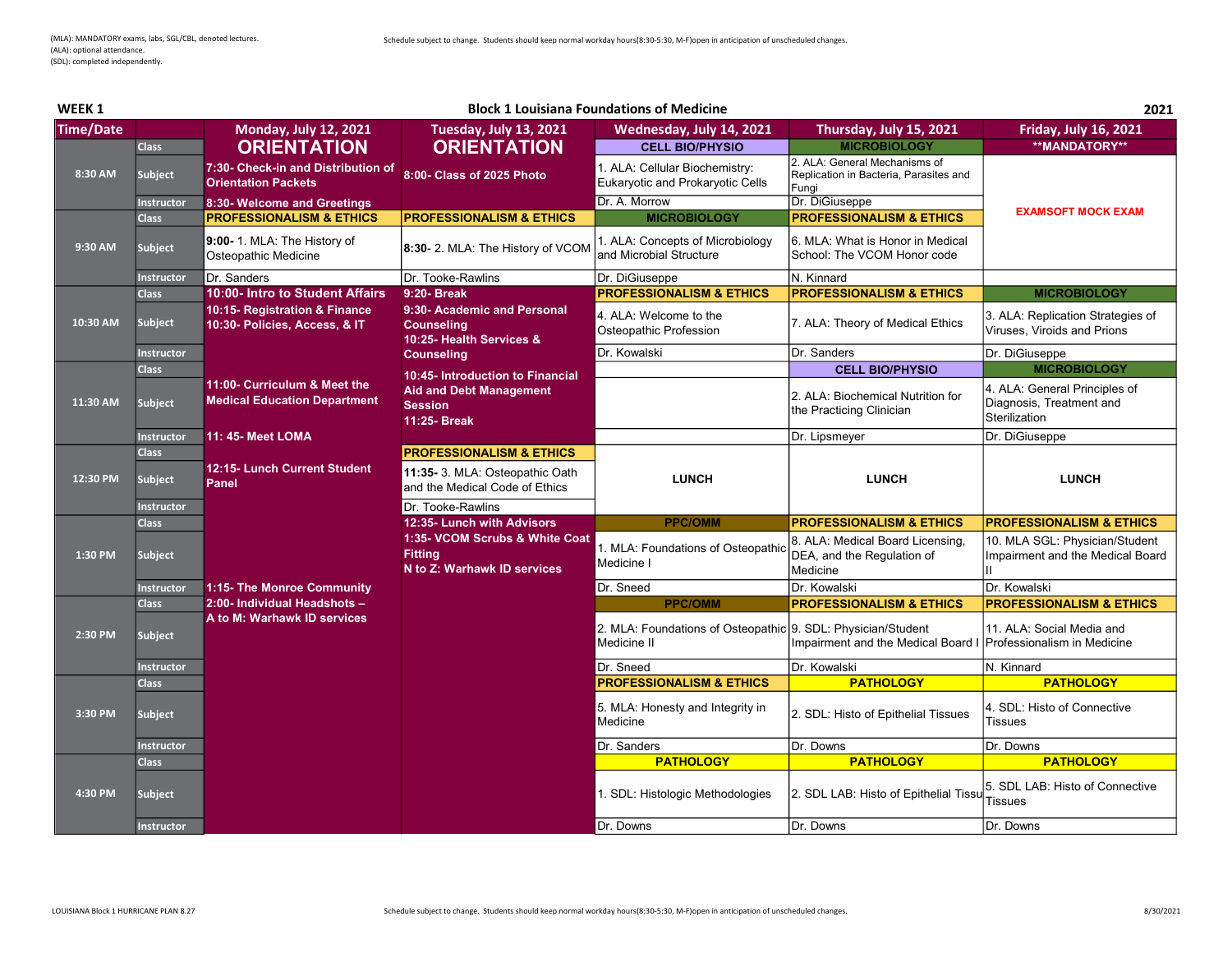(MLA): MANDATORY exams, labs, SGL/CBL, denoted lectures.
(ALA): optional attendance.
(SDL): completed independently.

Schedule subject to change. Students should keep normal workday hours(8:30-5:30, M-F)open in anticipation of unscheduled changes.

**WEEK 1** — **Block 1 Louisiana Foundations of Medicine** — **2021**

| Time/Date | | Monday, July 12, 2021 | Tuesday, July 13, 2021 | Wednesday, July 14, 2021 | Thursday, July 15, 2021 | Friday, July 16, 2021 |
|---|---|---|---|---|---|---|
| 8:30 AM | Class | **ORIENTATION** | **ORIENTATION** | CELL BIO/PHYSIO | MICROBIOLOGY | **MANDATORY** |
| | Subject | 7:30- Check-in and Distribution of Orientation Packets | 8:00- Class of 2025 Photo | 1. ALA: Cellular Biochemistry: Eukaryotic and Prokaryotic Cells | 2. ALA: General Mechanisms of Replication in Bacteria, Parasites and Fungi | EXAMSOFT MOCK EXAM |
| | Instructor | 8:30- Welcome and Greetings | | Dr. A. Morrow | Dr. DiGiuseppe | |
| 9:30 AM | Class | PROFESSIONALISM & ETHICS | PROFESSIONALISM & ETHICS | MICROBIOLOGY | PROFESSIONALISM & ETHICS | |
| | Subject | 9:00- 1. MLA: The History of Osteopathic Medicine | 8:30- 2. MLA: The History of VCOM | 1. ALA: Concepts of Microbiology and Microbial Structure | 6. MLA: What is Honor in Medical School: The VCOM Honor code | |
| | Instructor | Dr. Sanders | Dr. Tooke-Rawlins | Dr. DiGiuseppe | N. Kinnard | |
| 10:30 AM | Class | 10:00- Intro to Student Affairs | 9:20- Break | PROFESSIONALISM & ETHICS | PROFESSIONALISM & ETHICS | MICROBIOLOGY |
| | Subject | 10:15- Registration & Finance<br>10:30- Policies, Access, & IT | 9:30- Academic and Personal Counseling<br>10:25- Health Services & Counseling | 4. ALA: Welcome to the Osteopathic Profession | 7. ALA: Theory of Medical Ethics | 3. ALA: Replication Strategies of Viruses, Viroids and Prions |
| | Instructor | | | Dr. Kowalski | Dr. Sanders | Dr. DiGiuseppe |
| 11:30 AM | Class | | 10:45- Introduction to Financial Aid and Debt Management Session<br>11:25- Break | | CELL BIO/PHYSIO | MICROBIOLOGY |
| | Subject | 11:00- Curriculum & Meet the Medical Education Department | | | 2. ALA: Biochemical Nutrition for the Practicing Clinician | 4. ALA: General Principles of Diagnosis, Treatment and Sterilization |
| | Instructor | 11: 45- Meet LOMA | | | Dr. Lipsmeyer | Dr. DiGiuseppe |
| 12:30 PM | Class | | PROFESSIONALISM & ETHICS | LUNCH | LUNCH | LUNCH |
| | Subject | 12:15- Lunch Current Student Panel | 11:35- 3. MLA: Osteopathic Oath and the Medical Code of Ethics | | | |
| | Instructor | | Dr. Tooke-Rawlins | | | |
| 1:30 PM | Class | | 12:35- Lunch with Advisors | PPC/OMM | PROFESSIONALISM & ETHICS | PROFESSIONALISM & ETHICS |
| | Subject | | 1:35- VCOM Scrubs & White Coat Fitting<br>N to Z: Warhawk ID services | 1. MLA: Foundations of Osteopathic Medicine I | 8. ALA: Medical Board Licensing, DEA, and the Regulation of Medicine | 10. MLA SGL: Physician/Student Impairment and the Medical Board II |
| | Instructor | 1:15- The Monroe Community | | Dr. Sneed | Dr. Kowalski | Dr. Kowalski |
| 2:30 PM | Class | 2:00- Individual Headshots –<br>A to M: Warhawk ID services | | PPC/OMM | PROFESSIONALISM & ETHICS | PROFESSIONALISM & ETHICS |
| | Subject | | | 2. MLA: Foundations of Osteopathic Medicine II | 9. SDL: Physician/Student Impairment and the Medical Board I | 11. ALA: Social Media and Professionalism in Medicine |
| | Instructor | | | Dr. Sneed | Dr. Kowalski | N. Kinnard |
| 3:30 PM | Class | | | PROFESSIONALISM & ETHICS | PATHOLOGY | PATHOLOGY |
| | Subject | | | 5. MLA: Honesty and Integrity in Medicine | 2. SDL: Histo of Epithelial Tissues | 4. SDL: Histo of Connective Tissues |
| | Instructor | | | Dr. Sanders | Dr. Downs | Dr. Downs |
| 4:30 PM | Class | | | PATHOLOGY | PATHOLOGY | PATHOLOGY |
| | Subject | | | 1. SDL: Histologic Methodologies | 2. SDL LAB: Histo of Epithelial Tissu | 5. SDL LAB: Histo of Connective Tissues |
| | Instructor | | | Dr. Downs | Dr. Downs | Dr. Downs |

LOUISIANA Block 1 HURRICANE PLAN 8.27

Schedule subject to change. Students should keep normal workday hours(8:30-5:30, M-F)open in anticipation of unscheduled changes.

8/30/2021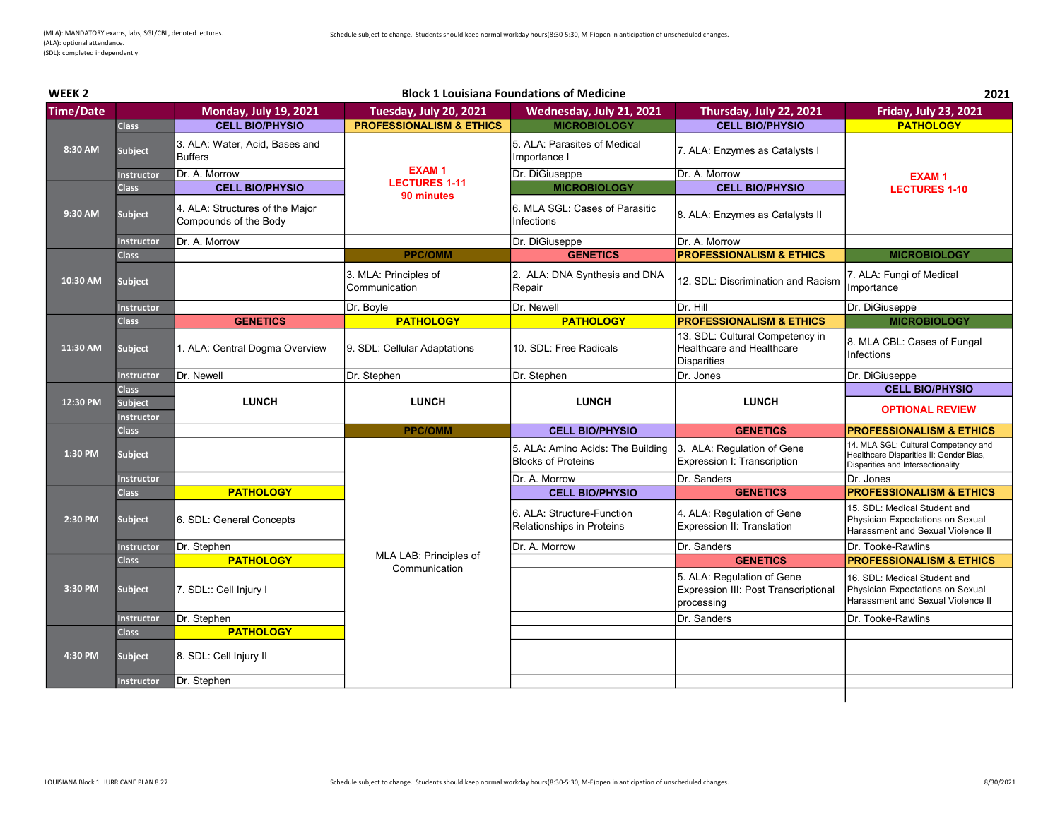(MLA): MANDATORY exams, labs, SGL/CBL, denoted lectures.
(ALA): optional attendance.
(SDL): completed independently.

Schedule subject to change. Students should keep normal workday hours(8:30-5:30, M-F)open in anticipation of unscheduled changes.

## WEEK 2 — Block 1 Louisiana Foundations of Medicine — 2021

| Time/Date | | Monday, July 19, 2021 | Tuesday, July 20, 2021 | Wednesday, July 21, 2021 | Thursday, July 22, 2021 | Friday, July 23, 2021 |
|---|---|---|---|---|---|---|
| 8:30 AM | Class | CELL BIO/PHYSIO | PROFESSIONALISM & ETHICS | MICROBIOLOGY | CELL BIO/PHYSIO | PATHOLOGY |
| | Subject | 3. ALA: Water, Acid, Bases and Buffers | EXAM 1 LECTURES 1-11 90 minutes | 5. ALA: Parasites of Medical Importance I | 7. ALA: Enzymes as Catalysts I | EXAM 1 LECTURES 1-10 |
| | Instructor | Dr. A. Morrow | | Dr. DiGiuseppe | Dr. A. Morrow | |
| 9:30 AM | Class | CELL BIO/PHYSIO | | MICROBIOLOGY | CELL BIO/PHYSIO | |
| | Subject | 4. ALA: Structures of the Major Compounds of the Body | | 6. MLA SGL: Cases of Parasitic Infections | 8. ALA: Enzymes as Catalysts II | |
| | Instructor | Dr. A. Morrow | | Dr. DiGiuseppe | Dr. A. Morrow | |
| 10:30 AM | Class | | PPC/OMM | GENETICS | PROFESSIONALISM & ETHICS | MICROBIOLOGY |
| | Subject | | 3. MLA: Principles of Communication | 2. ALA: DNA Synthesis and DNA Repair | 12. SDL: Discrimination and Racism | 7. ALA: Fungi of Medical Importance |
| | Instructor | | Dr. Boyle | Dr. Newell | Dr. Hill | Dr. DiGiuseppe |
| 11:30 AM | Class | GENETICS | PATHOLOGY | PATHOLOGY | PROFESSIONALISM & ETHICS | MICROBIOLOGY |
| | Subject | 1. ALA: Central Dogma Overview | 9. SDL: Cellular Adaptations | 10. SDL: Free Radicals | 13. SDL: Cultural Competency in Healthcare and Healthcare Disparities | 8. MLA CBL: Cases of Fungal Infections |
| | Instructor | Dr. Newell | Dr. Stephen | Dr. Stephen | Dr. Jones | Dr. DiGiuseppe |
| 12:30 PM | Class | LUNCH | LUNCH | LUNCH | LUNCH | CELL BIO/PHYSIO |
| | Subject | | | | | OPTIONAL REVIEW |
| | Instructor | | | | | |
| 1:30 PM | Class | | PPC/OMM | CELL BIO/PHYSIO | GENETICS | PROFESSIONALISM & ETHICS |
| | Subject | | MLA LAB: Principles of Communication | 5. ALA: Amino Acids: The Building Blocks of Proteins | 3. ALA: Regulation of Gene Expression I: Transcription | 14. MLA SGL: Cultural Competency and Healthcare Disparities II: Gender Bias, Disparities and Intersectionality |
| | Instructor | | | Dr. A. Morrow | Dr. Sanders | Dr. Jones |
| 2:30 PM | Class | PATHOLOGY | | CELL BIO/PHYSIO | GENETICS | PROFESSIONALISM & ETHICS |
| | Subject | 6. SDL: General Concepts | | 6. ALA: Structure-Function Relationships in Proteins | 4. ALA: Regulation of Gene Expression II: Translation | 15. SDL: Medical Student and Physician Expectations on Sexual Harassment and Sexual Violence II |
| | Instructor | Dr. Stephen | | Dr. A. Morrow | Dr. Sanders | Dr. Tooke-Rawlins |
| 3:30 PM | Class | PATHOLOGY | | | GENETICS | PROFESSIONALISM & ETHICS |
| | Subject | 7. SDL:: Cell Injury I | | | 5. ALA: Regulation of Gene Expression III: Post Transcriptional processing | 16. SDL: Medical Student and Physician Expectations on Sexual Harassment and Sexual Violence II |
| | Instructor | Dr. Stephen | | | Dr. Sanders | Dr. Tooke-Rawlins |
| 4:30 PM | Class | PATHOLOGY | | | | |
| | Subject | 8. SDL: Cell Injury II | | | | |
| | Instructor | Dr. Stephen | | | | |

LOUISIANA Block 1 HURRICANE PLAN 8.27

Schedule subject to change. Students should keep normal workday hours(8:30-5:30, M-F)open in anticipation of unscheduled changes.

8/30/2021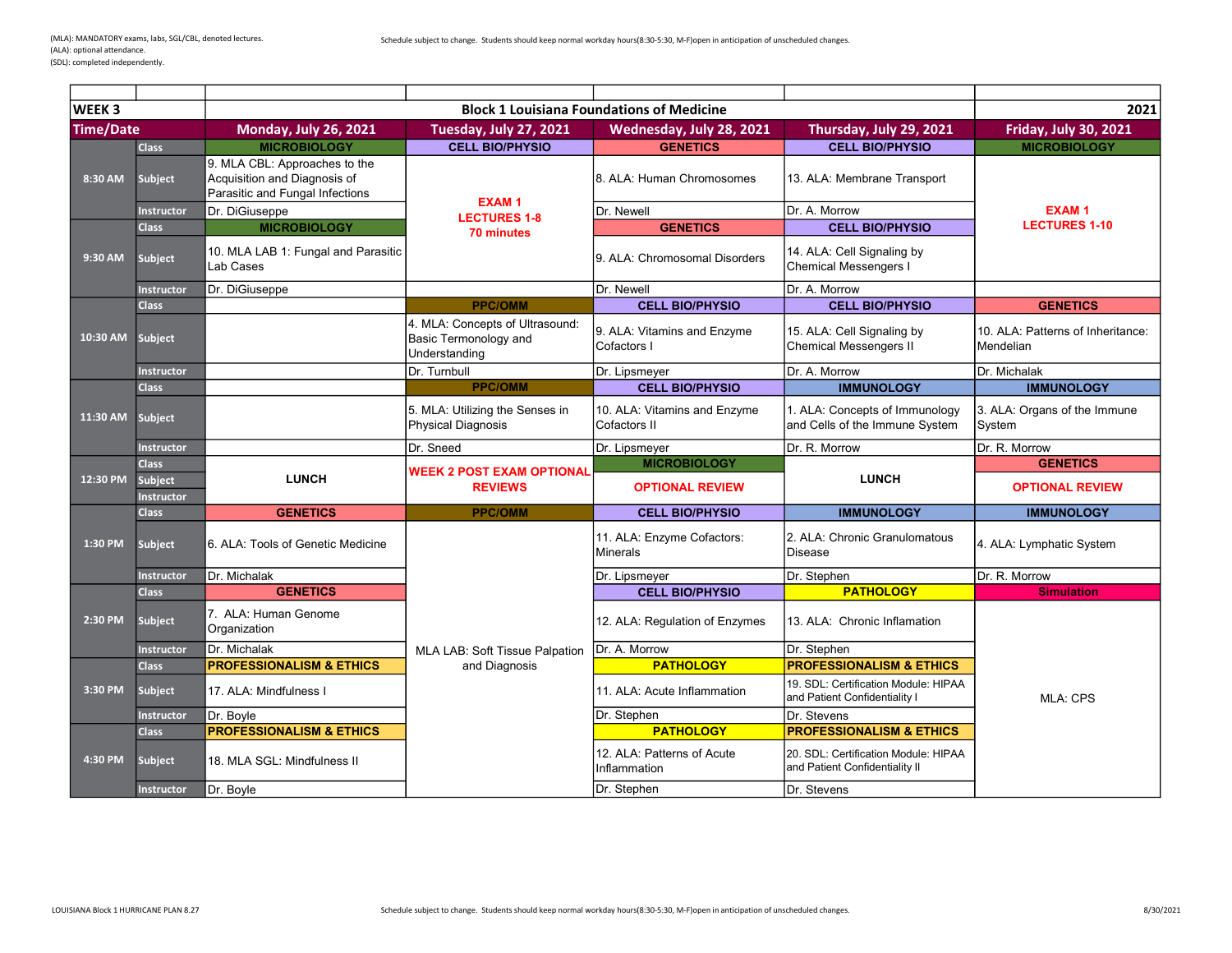(MLA): MANDATORY exams, labs, SGL/CBL, denoted lectures.
(ALA): optional attendance.
(SDL): completed independently.

Schedule subject to change. Students should keep normal workday hours(8:30-5:30, M-F)open in anticipation of unscheduled changes.

| WEEK 3 | | Block 1 Louisiana Foundations of Medicine | | | | 2021 |
|---|---|---|---|---|---|---|
| **Time/Date** | | **Monday, July 26, 2021** | **Tuesday, July 27, 2021** | **Wednesday, July 28, 2021** | **Thursday, July 29, 2021** | **Friday, July 30, 2021** |
| 8:30 AM | Class | MICROBIOLOGY | CELL BIO/PHYSIO | GENETICS | CELL BIO/PHYSIO | MICROBIOLOGY |
| | Subject | 9. MLA CBL: Approaches to the Acquisition and Diagnosis of Parasitic and Fungal Infections | EXAM 1 LECTURES 1-8 70 minutes | 8. ALA: Human Chromosomes | 13. ALA: Membrane Transport | EXAM 1 LECTURES 1-10 |
| | Instructor | Dr. DiGiuseppe | | Dr. Newell | Dr. A. Morrow | |
| 9:30 AM | Class | MICROBIOLOGY | | GENETICS | CELL BIO/PHYSIO | |
| | Subject | 10. MLA LAB 1: Fungal and Parasitic Lab Cases | | 9. ALA: Chromosomal Disorders | 14. ALA: Cell Signaling by Chemical Messengers I | |
| | Instructor | Dr. DiGiuseppe | | Dr. Newell | Dr. A. Morrow | |
| 10:30 AM | Class | | PPC/OMM | CELL BIO/PHYSIO | CELL BIO/PHYSIO | GENETICS |
| | Subject | | 4. MLA: Concepts of Ultrasound: Basic Termonology and Understanding | 9. ALA: Vitamins and Enzyme Cofactors I | 15. ALA: Cell Signaling by Chemical Messengers II | 10. ALA: Patterns of Inheritance: Mendelian |
| | Instructor | | Dr. Turnbull | Dr. Lipsmeyer | Dr. A. Morrow | Dr. Michalak |
| 11:30 AM | Class | | PPC/OMM | CELL BIO/PHYSIO | IMMUNOLOGY | IMMUNOLOGY |
| | Subject | | 5. MLA: Utilizing the Senses in Physical Diagnosis | 10. ALA: Vitamins and Enzyme Cofactors II | 1. ALA: Concepts of Immunology and Cells of the Immune System | 3. ALA: Organs of the Immune System |
| | Instructor | | Dr. Sneed | Dr. Lipsmeyer | Dr. R. Morrow | Dr. R. Morrow |
| 12:30 PM | Class | LUNCH | WEEK 2 POST EXAM OPTIONAL REVIEWS | MICROBIOLOGY | LUNCH | GENETICS |
| | Subject | | | OPTIONAL REVIEW | | OPTIONAL REVIEW |
| | Instructor | | | | | |
| 1:30 PM | Class | GENETICS | PPC/OMM | CELL BIO/PHYSIO | IMMUNOLOGY | IMMUNOLOGY |
| | Subject | 6. ALA: Tools of Genetic Medicine | MLA LAB: Soft Tissue Palpation and Diagnosis | 11. ALA: Enzyme Cofactors: Minerals | 2. ALA: Chronic Granulomatous Disease | 4. ALA: Lymphatic System |
| | Instructor | Dr. Michalak | | Dr. Lipsmeyer | Dr. Stephen | Dr. R. Morrow |
| 2:30 PM | Class | GENETICS | | CELL BIO/PHYSIO | PATHOLOGY | Simulation |
| | Subject | 7. ALA: Human Genome Organization | | 12. ALA: Regulation of Enzymes | 13. ALA: Chronic Inflamation | MLA: CPS |
| | Instructor | Dr. Michalak | | Dr. A. Morrow | Dr. Stephen | |
| 3:30 PM | Class | PROFESSIONALISM & ETHICS | | PATHOLOGY | PROFESSIONALISM & ETHICS | |
| | Subject | 17. ALA: Mindfulness I | | 11. ALA: Acute Inflammation | 19. SDL: Certification Module: HIPAA and Patient Confidentiality I | |
| | Instructor | Dr. Boyle | | Dr. Stephen | Dr. Stevens | |
| 4:30 PM | Class | PROFESSIONALISM & ETHICS | | PATHOLOGY | PROFESSIONALISM & ETHICS | |
| | Subject | 18. MLA SGL: Mindfulness II | | 12. ALA: Patterns of Acute Inflammation | 20. SDL: Certification Module: HIPAA and Patient Confidentiality II | |
| | Instructor | Dr. Boyle | | Dr. Stephen | Dr. Stevens | |

LOUISIANA Block 1 HURRICANE PLAN 8.27

8/30/2021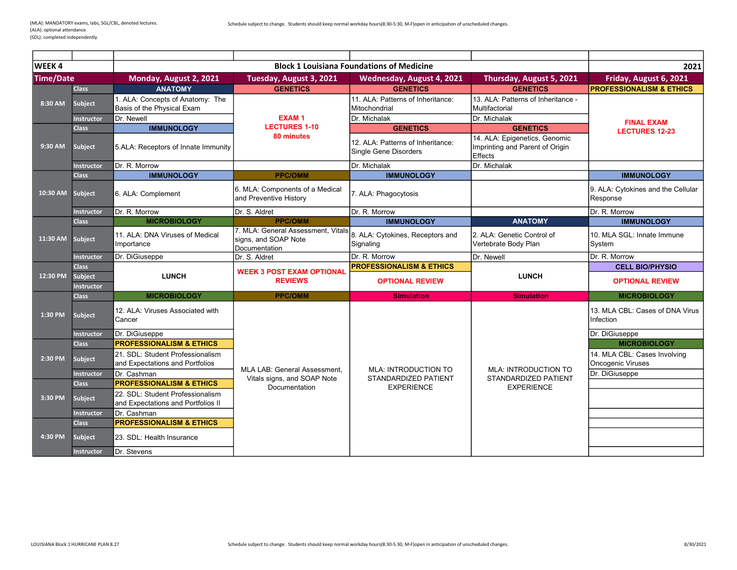(MLA): MANDATORY exams, labs, SGL/CBL, denoted lectures.
(ALA): optional attendance.
(SDL): completed independently.

Schedule subject to change. Students should keep normal workday hours(8:30-5:30, M-F)open in anticipation of unscheduled changes.

| WEEK 4 | | Block 1 Louisiana Foundations of Medicine | | | | 2021 |
|---|---|---|---|---|---|---|
| **Time/Date** | | **Monday, August 2, 2021** | **Tuesday, August 3, 2021** | **Wednesday, August 4, 2021** | **Thursday, August 5, 2021** | **Friday, August 6, 2021** |
| 8:30 AM | Class | ANATOMY | GENETICS | GENETICS | GENETICS | PROFESSIONALISM & ETHICS |
| | Subject | 1. ALA: Concepts of Anatomy: The Basis of the Physical Exam | EXAM 1 LECTURES 1-10 80 minutes | 11. ALA: Patterns of Inheritance: Mitochondrial | 13. ALA: Patterns of Inheritance - Multifactorial | FINAL EXAM LECTURES 12-23 |
| | Instructor | Dr. Newell | | Dr. Michalak | Dr. Michalak | |
| 9:30 AM | Class | IMMUNOLOGY | | GENETICS | GENETICS | |
| | Subject | 5.ALA: Receptors of Innate Immunity | | 12. ALA: Patterns of Inheritance: Single Gene Disorders | 14. ALA: Epigenetics, Genomic Imprinting and Parent of Origin Effects | |
| | Instructor | Dr. R. Morrow | | Dr. Michalak | Dr. Michalak | |
| 10:30 AM | Class | IMMUNOLOGY | PPC/OMM | IMMUNOLOGY | | IMMUNOLOGY |
| | Subject | 6. ALA: Complement | 6. MLA: Components of a Medical and Preventive History | 7. ALA: Phagocytosis | | 9. ALA: Cytokines and the Cellular Response |
| | Instructor | Dr. R. Morrow | Dr. S. Aldret | Dr. R. Morrow | | Dr. R. Morrow |
| 11:30 AM | Class | MICROBIOLOGY | PPC/OMM | IMMUNOLOGY | ANATOMY | IMMUNOLOGY |
| | Subject | 11. ALA: DNA Viruses of Medical Importance | 7. MLA: General Assessment, Vitals signs, and SOAP Note Documentation | 8. ALA: Cytokines, Receptors and Signaling | 2. ALA: Genetic Control of Vertebrate Body Plan | 10. MLA SGL: Innate Immune System |
| | Instructor | Dr. DiGiuseppe | Dr. S. Aldret | Dr. R. Morrow | Dr. Newell | Dr. R. Morrow |
| 12:30 PM | Class | LUNCH | WEEK 3 POST EXAM OPTIONAL REVIEWS | PROFESSIONALISM & ETHICS | LUNCH | CELL BIO/PHYSIO |
| | Subject | | | OPTIONAL REVIEW | | OPTIONAL REVIEW |
| | Instructor | | | | | |
| 1:30 PM | Class | MICROBIOLOGY | PPC/OMM | Simulation | Simulation | MICROBIOLOGY |
| | Subject | 12. ALA: Viruses Associated with Cancer | MLA LAB: General Assessment, Vitals signs, and SOAP Note Documentation | MLA: INTRODUCTION TO STANDARDIZED PATIENT EXPERIENCE | MLA: INTRODUCTION TO STANDARDIZED PATIENT EXPERIENCE | 13. MLA CBL: Cases of DNA Virus Infection |
| | Instructor | Dr. DiGiuseppe | | | | Dr. DiGiuseppe |
| 2:30 PM | Class | PROFESSIONALISM & ETHICS | | | | MICROBIOLOGY |
| | Subject | 21. SDL: Student Professionalism and Expectations and Portfolios | | | | 14. MLA CBL: Cases Involving Oncogenic Viruses |
| | Instructor | Dr. Cashman | | | | Dr. DiGiuseppe |
| 3:30 PM | Class | PROFESSIONALISM & ETHICS | | | | |
| | Subject | 22. SDL: Student Professionalism and Expectations and Portfolios II | | | | |
| | Instructor | Dr. Cashman | | | | |
| 4:30 PM | Class | PROFESSIONALISM & ETHICS | | | | |
| | Subject | 23. SDL: Health Insurance | | | | |
| | Instructor | Dr. Stevens | | | | |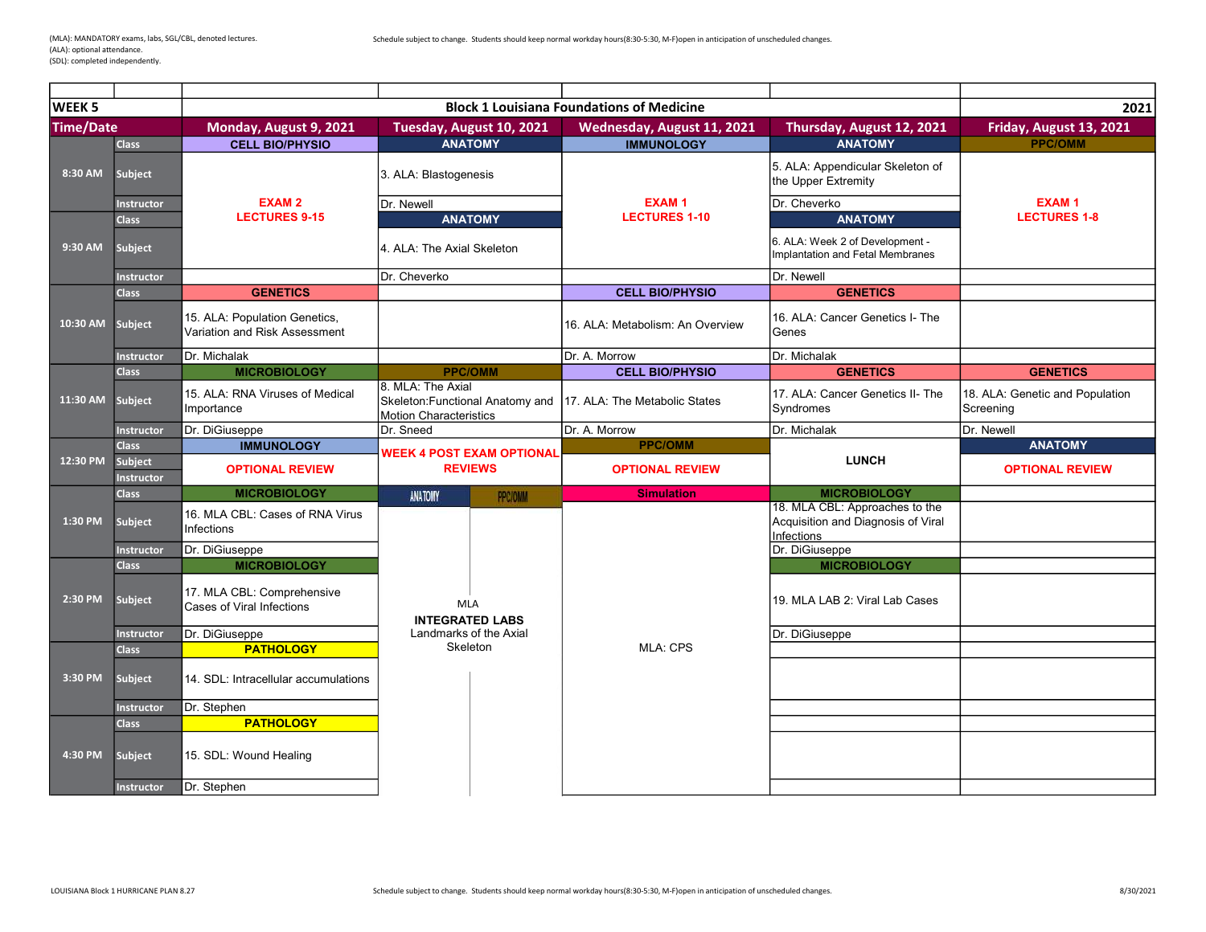(MLA): MANDATORY exams, labs, SGL/CBL, denoted lectures.
(ALA): optional attendance.
(SDL): completed independently.

Schedule subject to change. Students should keep normal workday hours(8:30-5:30, M-F)open in anticipation of unscheduled changes.

| WEEK 5 | | Block 1 Louisiana Foundations of Medicine | | | | 2021 |
|---|---|---|---|---|---|---|
| **Time/Date** | | **Monday, August 9, 2021** | **Tuesday, August 10, 2021** | **Wednesday, August 11, 2021** | **Thursday, August 12, 2021** | **Friday, August 13, 2021** |
| 8:30 AM | Class | CELL BIO/PHYSIO | ANATOMY | IMMUNOLOGY | ANATOMY | PPC/OMM |
| | Subject | EXAM 2 LECTURES 9-15 | 3. ALA: Blastogenesis | EXAM 1 LECTURES 1-10 | 5. ALA: Appendicular Skeleton of the Upper Extremity | EXAM 1 LECTURES 1-8 |
| | Instructor | | Dr. Newell | | Dr. Cheverko | |
| 9:30 AM | Class | | ANATOMY | | ANATOMY | |
| | Subject | | 4. ALA: The Axial Skeleton | | 6. ALA: Week 2 of Development - Implantation and Fetal Membranes | |
| | Instructor | | Dr. Cheverko | | Dr. Newell | |
| 10:30 AM | Class | GENETICS | | CELL BIO/PHYSIO | GENETICS | |
| | Subject | 15. ALA: Population Genetics, Variation and Risk Assessment | | 16. ALA: Metabolism: An Overview | 16. ALA: Cancer Genetics I- The Genes | |
| | Instructor | Dr. Michalak | | Dr. A. Morrow | Dr. Michalak | |
| 11:30 AM | Class | MICROBIOLOGY | PPC/OMM | CELL BIO/PHYSIO | GENETICS | GENETICS |
| | Subject | 15. ALA: RNA Viruses of Medical Importance | 8. MLA: The Axial Skeleton:Functional Anatomy and Motion Characteristics | 17. ALA: The Metabolic States | 17. ALA: Cancer Genetics II- The Syndromes | 18. ALA: Genetic and Population Screening |
| | Instructor | Dr. DiGiuseppe | Dr. Sneed | Dr. A. Morrow | Dr. Michalak | Dr. Newell |
| 12:30 PM | Class | IMMUNOLOGY | WEEK 4 POST EXAM OPTIONAL REVIEWS | PPC/OMM | LUNCH | ANATOMY |
| | Subject | OPTIONAL REVIEW | | OPTIONAL REVIEW | | OPTIONAL REVIEW |
| | Instructor | | | | | |
| 1:30 PM | Class | MICROBIOLOGY | ANATOMY / PPC/OMM | Simulation | MICROBIOLOGY | |
| | Subject | 16. MLA CBL: Cases of RNA Virus Infections | MLA INTEGRATED LABS Landmarks of the Axial Skeleton | MLA: CPS | 18. MLA CBL: Approaches to the Acquisition and Diagnosis of Viral Infections | |
| | Instructor | Dr. DiGiuseppe | | | Dr. DiGiuseppe | |
| 2:30 PM | Class | MICROBIOLOGY | | | MICROBIOLOGY | |
| | Subject | 17. MLA CBL: Comprehensive Cases of Viral Infections | | | 19. MLA LAB 2: Viral Lab Cases | |
| | Instructor | Dr. DiGiuseppe | | | Dr. DiGiuseppe | |
| 3:30 PM | Class | PATHOLOGY | | | | |
| | Subject | 14. SDL: Intracellular accumulations | | | | |
| | Instructor | Dr. Stephen | | | | |
| 4:30 PM | Class | PATHOLOGY | | | | |
| | Subject | 15. SDL: Wound Healing | | | | |
| | Instructor | Dr. Stephen | | | | |

LOUISIANA Block 1 HURRICANE PLAN 8.27

Schedule subject to change. Students should keep normal workday hours(8:30-5:30, M-F)open in anticipation of unscheduled changes.

8/30/2021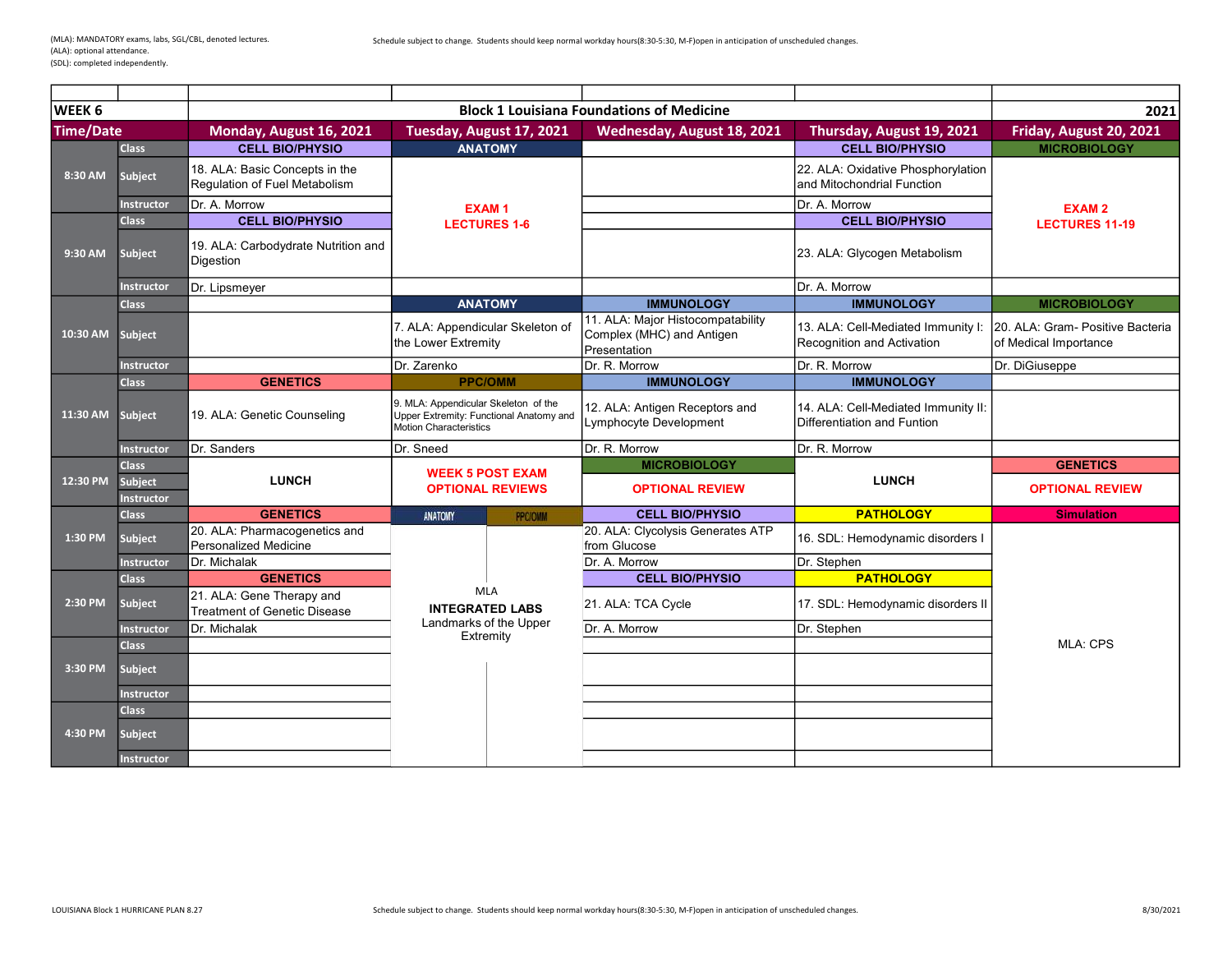(MLA): MANDATORY exams, labs, SGL/CBL, denoted lectures.
(ALA): optional attendance.
(SDL): completed independently.

Schedule subject to change. Students should keep normal workday hours(8:30-5:30, M-F)open in anticipation of unscheduled changes.

| WEEK 6 | | Block 1 Louisiana Foundations of Medicine | | | | 2021 |
|---|---|---|---|---|---|---|
| **Time/Date** | | **Monday, August 16, 2021** | **Tuesday, August 17, 2021** | **Wednesday, August 18, 2021** | **Thursday, August 19, 2021** | **Friday, August 20, 2021** |
| 8:30 AM | Class | CELL BIO/PHYSIO | ANATOMY | | CELL BIO/PHYSIO | MICROBIOLOGY |
| | Subject | 18. ALA: Basic Concepts in the Regulation of Fuel Metabolism | EXAM 1 LECTURES 1-6 | | 22. ALA: Oxidative Phosphorylation and Mitochondrial Function | EXAM 2 LECTURES 11-19 |
| | Instructor | Dr. A. Morrow | | | Dr. A. Morrow | |
| 9:30 AM | Class | CELL BIO/PHYSIO | | | CELL BIO/PHYSIO | |
| | Subject | 19. ALA: Carbodydrate Nutrition and Digestion | | | 23. ALA: Glycogen Metabolism | |
| | Instructor | Dr. Lipsmeyer | | | Dr. A. Morrow | |
| 10:30 AM | Class | | ANATOMY | IMMUNOLOGY | IMMUNOLOGY | MICROBIOLOGY |
| | Subject | | 7. ALA: Appendicular Skeleton of the Lower Extremity | 11. ALA: Major Histocompatability Complex (MHC) and Antigen Presentation | 13. ALA: Cell-Mediated Immunity I: Recognition and Activation | 20. ALA: Gram- Positive Bacteria of Medical Importance |
| | Instructor | | Dr. Zarenko | Dr. R. Morrow | Dr. R. Morrow | Dr. DiGiuseppe |
| 11:30 AM | Class | GENETICS | PPC/OMM | IMMUNOLOGY | IMMUNOLOGY | |
| | Subject | 19. ALA: Genetic Counseling | 9. MLA: Appendicular Skeleton of the Upper Extremity: Functional Anatomy and Motion Characteristics | 12. ALA: Antigen Receptors and Lymphocyte Development | 14. ALA: Cell-Mediated Immunity II: Differentiation and Funtion | |
| | Instructor | Dr. Sanders | Dr. Sneed | Dr. R. Morrow | Dr. R. Morrow | |
| 12:30 PM | Class | LUNCH | WEEK 5 POST EXAM OPTIONAL REVIEWS | MICROBIOLOGY | LUNCH | GENETICS |
| | Subject | | | OPTIONAL REVIEW | | OPTIONAL REVIEW |
| | Instructor | | | | | |
| 1:30 PM | Class | GENETICS | ANATOMY / PPC/OMM | CELL BIO/PHYSIO | PATHOLOGY | Simulation |
| | Subject | 20. ALA: Pharmacogenetics and Personalized Medicine | MLA INTEGRATED LABS Landmarks of the Upper Extremity | 20. ALA: Clycolysis Generates ATP from Glucose | 16. SDL: Hemodynamic disorders I | MLA: CPS |
| | Instructor | Dr. Michalak | | Dr. A. Morrow | Dr. Stephen | |
| 2:30 PM | Class | GENETICS | | CELL BIO/PHYSIO | PATHOLOGY | |
| | Subject | 21. ALA: Gene Therapy and Treatment of Genetic Disease | | 21. ALA: TCA Cycle | 17. SDL: Hemodynamic disorders II | |
| | Instructor | Dr. Michalak | | Dr. A. Morrow | Dr. Stephen | |
| 3:30 PM | Class | | | | | |
| | Subject | | | | | |
| | Instructor | | | | | |
| 4:30 PM | Class | | | | | |
| | Subject | | | | | |
| | Instructor | | | | | |

LOUISIANA Block 1 HURRICANE PLAN 8.27

Schedule subject to change. Students should keep normal workday hours(8:30-5:30, M-F)open in anticipation of unscheduled changes.

8/30/2021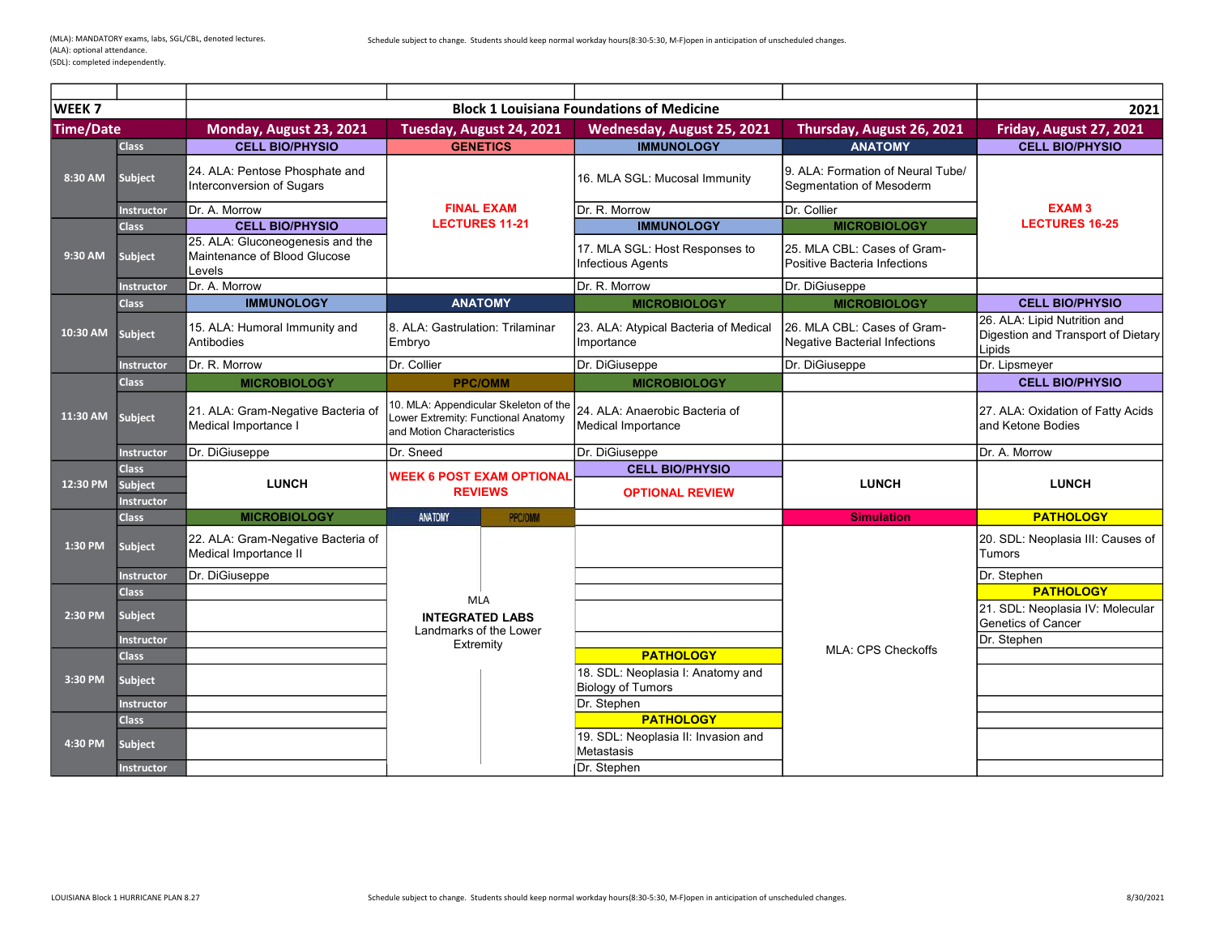(MLA): MANDATORY exams, labs, SGL/CBL, denoted lectures.
(ALA): optional attendance.
(SDL): completed independently.

Schedule subject to change. Students should keep normal workday hours(8:30-5:30, M-F)open in anticipation of unscheduled changes.

| WEEK 7 | | Block 1 Louisiana Foundations of Medicine | | | | 2021 |
|---|---|---|---|---|---|---|
| Time/Date | | Monday, August 23, 2021 | Tuesday, August 24, 2021 | Wednesday, August 25, 2021 | Thursday, August 26, 2021 | Friday, August 27, 2021 |
| 8:30 AM | Class | CELL BIO/PHYSIO | GENETICS | IMMUNOLOGY | ANATOMY | CELL BIO/PHYSIO |
| | Subject | 24. ALA: Pentose Phosphate and Interconversion of Sugars | FINAL EXAM LECTURES 11-21 | 16. MLA SGL: Mucosal Immunity | 9. ALA: Formation of Neural Tube/ Segmentation of Mesoderm | EXAM 3 LECTURES 16-25 |
| | Instructor | Dr. A. Morrow | | Dr. R. Morrow | Dr. Collier | |
| 9:30 AM | Class | CELL BIO/PHYSIO | | IMMUNOLOGY | MICROBIOLOGY | |
| | Subject | 25. ALA: Gluconeogenesis and the Maintenance of Blood Glucose Levels | | 17. MLA SGL: Host Responses to Infectious Agents | 25. MLA CBL: Cases of Gram-Positive Bacteria Infections | |
| | Instructor | Dr. A. Morrow | | Dr. R. Morrow | Dr. DiGiuseppe | |
| 10:30 AM | Class | IMMUNOLOGY | ANATOMY | MICROBIOLOGY | MICROBIOLOGY | CELL BIO/PHYSIO |
| | Subject | 15. ALA: Humoral Immunity and Antibodies | 8. ALA: Gastrulation: Trilaminar Embryo | 23. ALA: Atypical Bacteria of Medical Importance | 26. MLA CBL: Cases of Gram-Negative Bacterial Infections | 26. ALA: Lipid Nutrition and Digestion and Transport of Dietary Lipids |
| | Instructor | Dr. R. Morrow | Dr. Collier | Dr. DiGiuseppe | Dr. DiGiuseppe | Dr. Lipsmeyer |
| 11:30 AM | Class | MICROBIOLOGY | PPC/OMM | MICROBIOLOGY | | CELL BIO/PHYSIO |
| | Subject | 21. ALA: Gram-Negative Bacteria of Medical Importance I | 10. MLA: Appendicular Skeleton of the Lower Extremity: Functional Anatomy and Motion Characteristics | 24. ALA: Anaerobic Bacteria of Medical Importance | | 27. ALA: Oxidation of Fatty Acids and Ketone Bodies |
| | Instructor | Dr. DiGiuseppe | Dr. Sneed | Dr. DiGiuseppe | | Dr. A. Morrow |
| 12:30 PM | Class | LUNCH | WEEK 6 POST EXAM OPTIONAL REVIEWS | CELL BIO/PHYSIO | LUNCH | LUNCH |
| | Subject | | | OPTIONAL REVIEW | | |
| | Instructor | | | | | |
| 1:30 PM | Class | MICROBIOLOGY | ANATOMY / PPC/OMM | | Simulation | PATHOLOGY |
| | Subject | 22. ALA: Gram-Negative Bacteria of Medical Importance II | MLA INTEGRATED LABS Landmarks of the Lower Extremity | | MLA: CPS Checkoffs | 20. SDL: Neoplasia III: Causes of Tumors |
| | Instructor | Dr. DiGiuseppe | | | | Dr. Stephen |
| 2:30 PM | Class | | | | | PATHOLOGY |
| | Subject | | | | | 21. SDL: Neoplasia IV: Molecular Genetics of Cancer |
| | Instructor | | | | | Dr. Stephen |
| 3:30 PM | Class | | | PATHOLOGY | | |
| | Subject | | | 18. SDL: Neoplasia I: Anatomy and Biology of Tumors | | |
| | Instructor | | | Dr. Stephen | | |
| 4:30 PM | Class | | | PATHOLOGY | | |
| | Subject | | | 19. SDL: Neoplasia II: Invasion and Metastasis | | |
| | Instructor | | | Dr. Stephen | | |

LOUISIANA Block 1 HURRICANE PLAN 8.27

Schedule subject to change. Students should keep normal workday hours(8:30-5:30, M-F)open in anticipation of unscheduled changes.

8/30/2021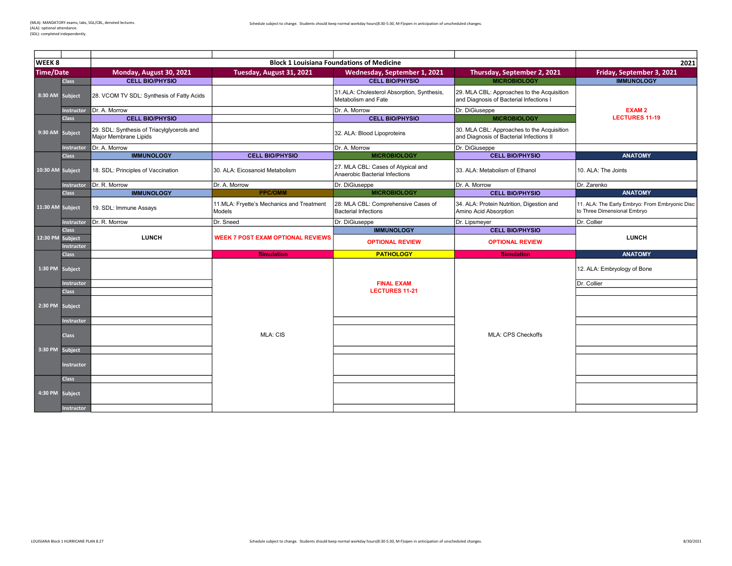(MLA): MANDATORY exams, labs, SGL/CBL, denoted lectures.
(ALA): optional attendance.
(SDL): completed independently.

Schedule subject to change. Students should keep normal workday hours(8:30-5:30, M-F)open in anticipation of unscheduled changes.

| WEEK 8 | | Block 1 Louisiana Foundations of Medicine | | | | 2021 |
|---|---|---|---|---|---|---|
| **Time/Date** | | **Monday, August 30, 2021** | **Tuesday, August 31, 2021** | **Wednesday, September 1, 2021** | **Thursday, September 2, 2021** | **Friday, September 3, 2021** |
| 8:30 AM | Class | CELL BIO/PHYSIO | | CELL BIO/PHYSIO | MICROBIOLOGY | IMMUNOLOGY |
| | Subject | 28. VCOM TV SDL: Synthesis of Fatty Acids | | 31.ALA: Cholesterol Absorption, Synthesis, Metabolism and Fate | 29. MLA CBL: Approaches to the Acquisition and Diagnosis of Bacterial Infections I | EXAM 2 LECTURES 11-19 |
| | Instructor | Dr. A. Morrow | | Dr. A. Morrow | Dr. DiGiuseppe | |
| 9:30 AM | Class | CELL BIO/PHYSIO | | CELL BIO/PHYSIO | MICROBIOLOGY | |
| | Subject | 29. SDL: Synthesis of Triacylglycerols and Major Membrane Lipids | | 32. ALA: Blood Lipoproteins | 30. MLA CBL: Approaches to the Acquisition and Diagnosis of Bacterial Infections II | |
| | Instructor | Dr. A. Morrow | | Dr. A. Morrow | Dr. DiGiuseppe | |
| 10:30 AM | Class | IMMUNOLOGY | CELL BIO/PHYSIO | MICROBIOLOGY | CELL BIO/PHYSIO | ANATOMY |
| | Subject | 18. SDL: Principles of Vaccination | 30. ALA: Eicosanoid Metabolism | 27. MLA CBL: Cases of Atypical and Anaerobic Bacterial Infections | 33. ALA: Metabolism of Ethanol | 10. ALA: The Joints |
| | Instructor | Dr. R. Morrow | Dr. A. Morrow | Dr. DiGiuseppe | Dr. A. Morrow | Dr. Zarenko |
| 11:30 AM | Class | IMMUNOLOGY | PPC/OMM | MICROBIOLOGY | CELL BIO/PHYSIO | ANATOMY |
| | Subject | 19. SDL: Immune Assays | 11.MLA: Fryette's Mechanics and Treatment Models | 28. MLA CBL: Comprehensive Cases of Bacterial Infections | 34. ALA: Protein Nutrition, Digestion and Amino Acid Absorption | 11. ALA: The Early Embryo: From Embryonic Disc to Three Dimensional Embryo |
| | Instructor | Dr. R. Morrow | Dr. Sneed | Dr. DiGiuseppe | Dr. Lipsmeyer | Dr. Collier |
| 12:30 PM | Class | LUNCH | WEEK 7 POST EXAM OPTIONAL REVIEWS | IMMUNOLOGY | CELL BIO/PHYSIO | LUNCH |
| | Subject | | | OPTIONAL REVIEW | OPTIONAL REVIEW | |
| | Instructor | | | | | |
| 1:30 PM | Class | | Simulation | PATHOLOGY | Simulation | ANATOMY |
| | Subject | | | FINAL EXAM LECTURES 11-21 | | 12. ALA: Embryology of Bone |
| | Instructor | | | | | Dr. Collier |
| 2:30 PM | Class | | | | | |
| | Subject | | | | | |
| | Instructor | | | | | |
| 3:30 PM | Class | | MLA: CIS | | MLA: CPS Checkoffs | |
| | Subject | | | | | |
| | Instructor | | | | | |
| 4:30 PM | Class | | | | | |
| | Subject | | | | | |
| | Instructor | | | | | |

LOUISIANA Block 1 HURRICANE PLAN 8.27

Schedule subject to change. Students should keep normal workday hours(8:30-5:30, M-F)open in anticipation of unscheduled changes.

8/30/2021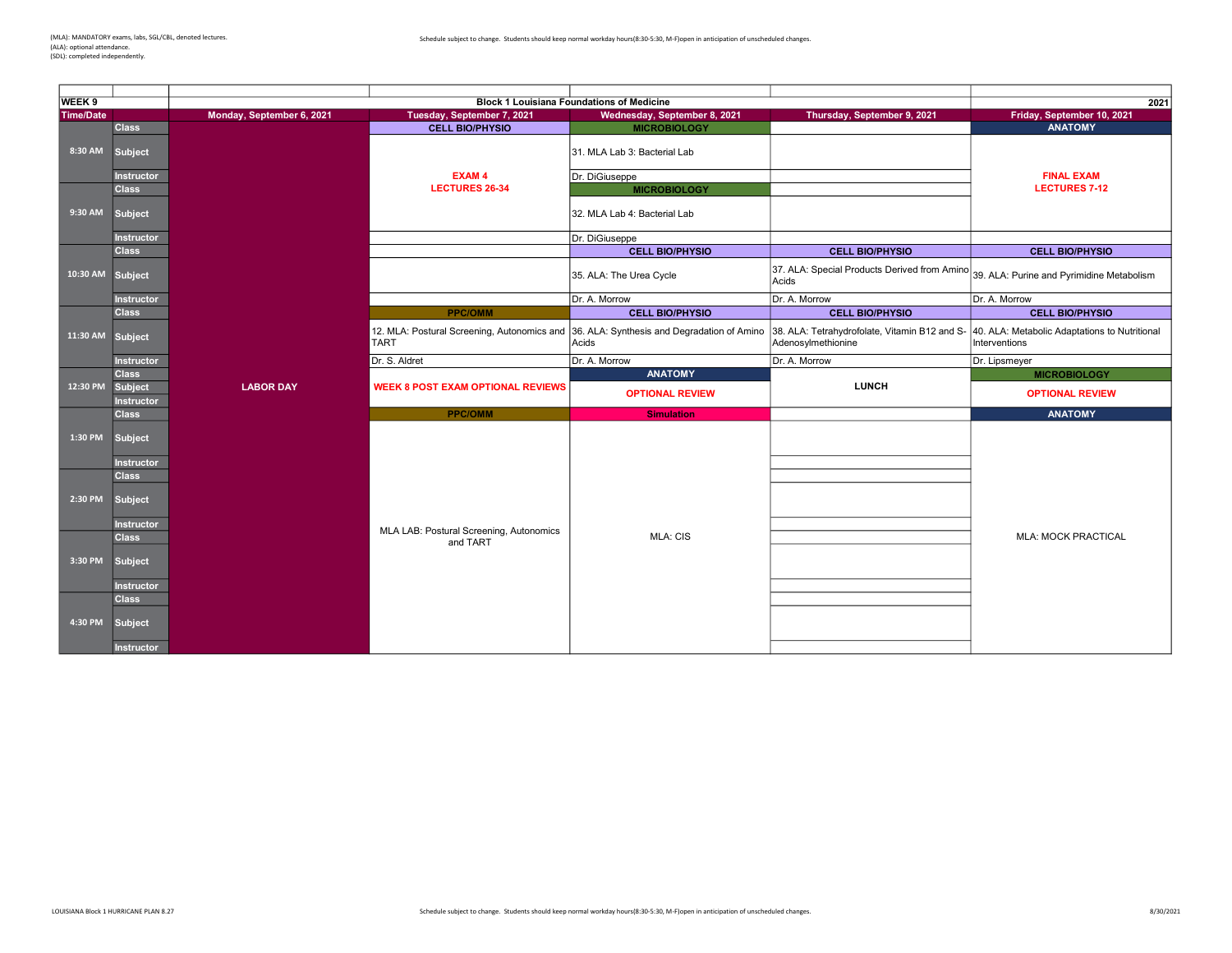(MLA): MANDATORY exams, labs, SGL/CBL, denoted lectures.
(ALA): optional attendance.
(SDL): completed independently.

Schedule subject to change. Students should keep normal workday hours(8:30-5:30, M-F)open in anticipation of unscheduled changes.

| WEEK 9 | | Block 1 Louisiana Foundations of Medicine | | | | 2021 |
|---|---|---|---|---|---|---|
| **Time/Date** | | **Monday, September 6, 2021** | **Tuesday, September 7, 2021** | **Wednesday, September 8, 2021** | **Thursday, September 9, 2021** | **Friday, September 10, 2021** |
| 8:30 AM | Class | LABOR DAY | CELL BIO/PHYSIO | MICROBIOLOGY | | ANATOMY |
| | Subject | | EXAM 4 LECTURES 26-34 | 31. MLA Lab 3: Bacterial Lab | | FINAL EXAM LECTURES 7-12 |
| | Instructor | | | Dr. DiGiuseppe | | |
| 9:30 AM | Class | | | MICROBIOLOGY | | |
| | Subject | | | 32. MLA Lab 4: Bacterial Lab | | |
| | Instructor | | | Dr. DiGiuseppe | | |
| 10:30 AM | Class | | | CELL BIO/PHYSIO | CELL BIO/PHYSIO | CELL BIO/PHYSIO |
| | Subject | | | 35. ALA: The Urea Cycle | 37. ALA: Special Products Derived from Amino Acids | 39. ALA: Purine and Pyrimidine Metabolism |
| | Instructor | | | Dr. A. Morrow | Dr. A. Morrow | Dr. A. Morrow |
| 11:30 AM | Class | | PPC/OMM | CELL BIO/PHYSIO | CELL BIO/PHYSIO | CELL BIO/PHYSIO |
| | Subject | | 12. MLA: Postural Screening, Autonomics and TART | 36. ALA: Synthesis and Degradation of Amino Acids | 38. ALA: Tetrahydrofolate, Vitamin B12 and S-Adenosylmethionine | 40. ALA: Metabolic Adaptations to Nutritional Interventions |
| | Instructor | | Dr. S. Aldret | Dr. A. Morrow | Dr. A. Morrow | Dr. Lipsmeyer |
| 12:30 PM | Class | | WEEK 8 POST EXAM OPTIONAL REVIEWS | ANATOMY | LUNCH | MICROBIOLOGY |
| | Subject | | | OPTIONAL REVIEW | | OPTIONAL REVIEW |
| | Instructor | | | | | |
| 1:30 PM | Class | | PPC/OMM | Simulation | | ANATOMY |
| | Subject | | MLA LAB: Postural Screening, Autonomics and TART | MLA: CIS | | MLA: MOCK PRACTICAL |
| | Instructor | | | | | |
| 2:30 PM | Class | | | | | |
| | Subject | | | | | |
| | Instructor | | | | | |
| 3:30 PM | Class | | | | | |
| | Subject | | | | | |
| | Instructor | | | | | |
| 4:30 PM | Class | | | | | |
| | Subject | | | | | |
| | Instructor | | | | | |

LOUISIANA Block 1 HURRICANE PLAN 8.27

8/30/2021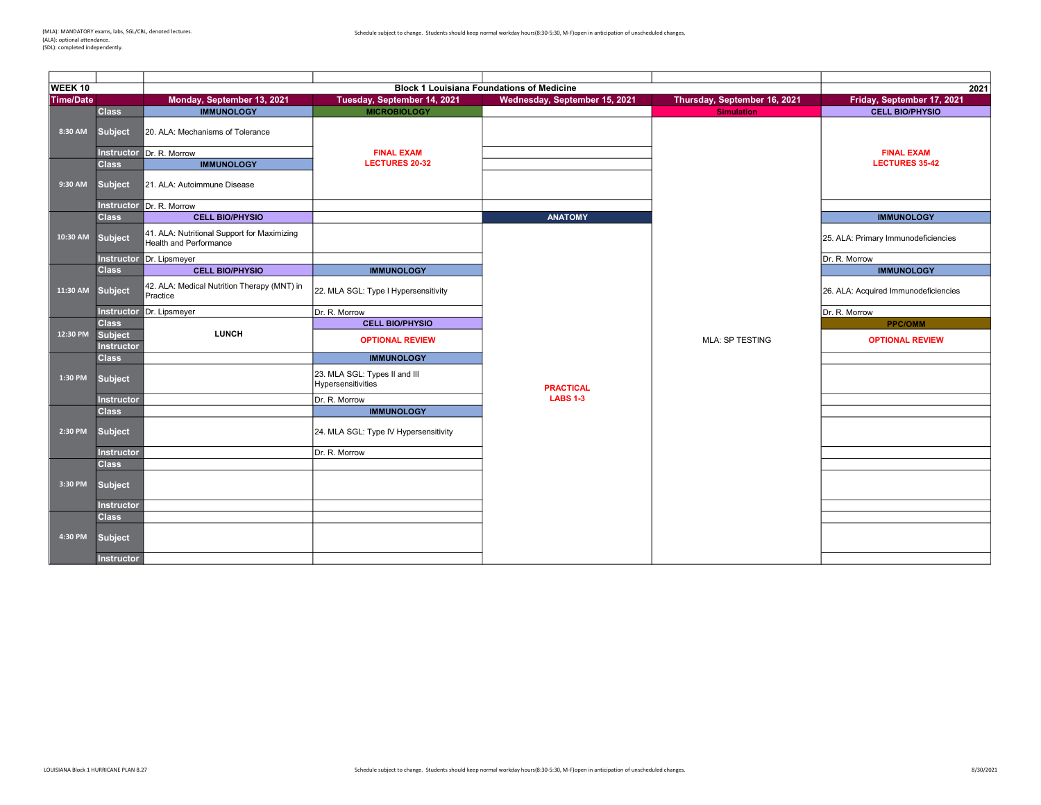(MLA): MANDATORY exams, labs, SGL/CBL, denoted lectures.
(ALA): optional attendance.
(SDL): completed independently.

Schedule subject to change. Students should keep normal workday hours(8:30-5:30, M-F)open in anticipation of unscheduled changes.

| WEEK 10 | | Block 1 Louisiana Foundations of Medicine | | | | 2021 |
|---|---|---|---|---|---|---|
| Time/Date | | Monday, September 13, 2021 | Tuesday, September 14, 2021 | Wednesday, September 15, 2021 | Thursday, September 16, 2021 | Friday, September 17, 2021 |
| 8:30 AM | Class | IMMUNOLOGY | MICROBIOLOGY | | Simulation | CELL BIO/PHYSIO |
| | Subject | 20. ALA: Mechanisms of Tolerance | FINAL EXAM LECTURES 20-32 | | | FINAL EXAM LECTURES 35-42 |
| | Instructor | Dr. R. Morrow | | | | |
| 9:30 AM | Class | IMMUNOLOGY | | | | |
| | Subject | 21. ALA: Autoimmune Disease | | | | |
| | Instructor | Dr. R. Morrow | | | | |
| 10:30 AM | Class | CELL BIO/PHYSIO | | ANATOMY | | IMMUNOLOGY |
| | Subject | 41. ALA: Nutritional Support for Maximizing Health and Performance | | | | 25. ALA: Primary Immunodeficiencies |
| | Instructor | Dr. Lipsmeyer | | | | Dr. R. Morrow |
| 11:30 AM | Class | CELL BIO/PHYSIO | IMMUNOLOGY | | | IMMUNOLOGY |
| | Subject | 42. ALA: Medical Nutrition Therapy (MNT) in Practice | 22. MLA SGL: Type I Hypersensitivity | | | 26. ALA: Acquired Immunodeficiencies |
| | Instructor | Dr. Lipsmeyer | Dr. R. Morrow | | | Dr. R. Morrow |
| 12:30 PM | Class | LUNCH | CELL BIO/PHYSIO | | MLA: SP TESTING | PPC/OMM |
| | Subject | | OPTIONAL REVIEW | | | OPTIONAL REVIEW |
| | Instructor | | | | | |
| 1:30 PM | Class | | IMMUNOLOGY | PRACTICAL LABS 1-3 | | |
| | Subject | | 23. MLA SGL: Types II and III Hypersensitivities | | | |
| | Instructor | | Dr. R. Morrow | | | |
| 2:30 PM | Class | | IMMUNOLOGY | | | |
| | Subject | | 24. MLA SGL: Type IV Hypersensitivity | | | |
| | Instructor | | Dr. R. Morrow | | | |
| 3:30 PM | Class | | | | | |
| | Subject | | | | | |
| | Instructor | | | | | |
| 4:30 PM | Class | | | | | |
| | Subject | | | | | |
| | Instructor | | | | | |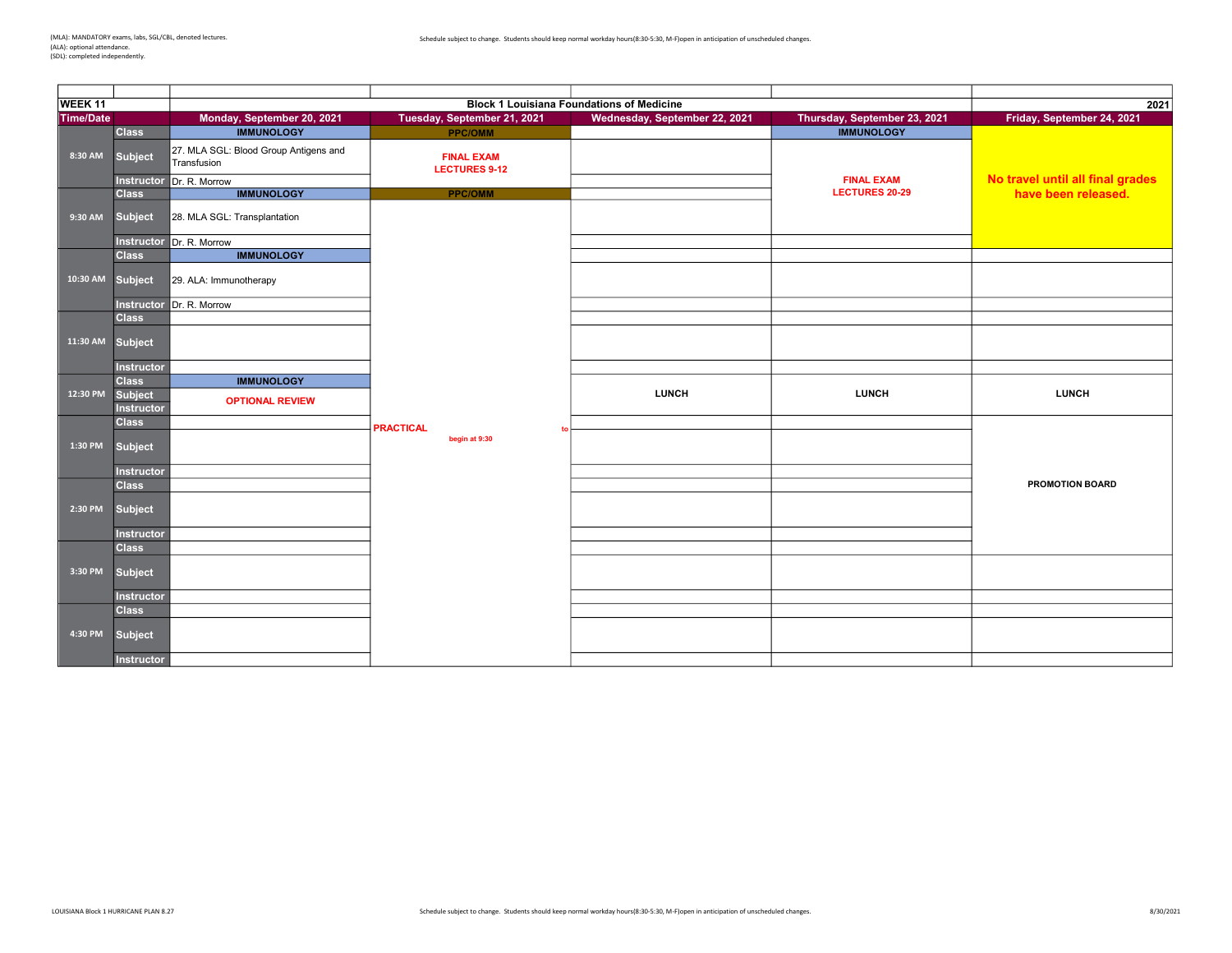(MLA): MANDATORY exams, labs, SGL/CBL, denoted lectures.
(ALA): optional attendance.
(SDL): completed independently.

Schedule subject to change. Students should keep normal workday hours(8:30-5:30, M-F)open in anticipation of unscheduled changes.

| WEEK 11 | | Block 1 Louisiana Foundations of Medicine | | | | 2021 |
|---|---|---|---|---|---|---|
| **Time/Date** | | **Monday, September 20, 2021** | **Tuesday, September 21, 2021** | **Wednesday, September 22, 2021** | **Thursday, September 23, 2021** | **Friday, September 24, 2021** |
| 8:30 AM | Class | IMMUNOLOGY | PPC/OMM | | IMMUNOLOGY | No travel until all final grades have been released. |
| | Subject | 27. MLA SGL: Blood Group Antigens and Transfusion | FINAL EXAM LECTURES 9-12 | | FINAL EXAM LECTURES 20-29 | |
| | Instructor | Dr. R. Morrow | | | | |
| 9:30 AM | Class | IMMUNOLOGY | PPC/OMM | | | |
| | Subject | 28. MLA SGL: Transplantation | PRACTICAL to begin at 9:30 | | | |
| | Instructor | Dr. R. Morrow | | | | |
| 10:30 AM | Class | IMMUNOLOGY | | | | |
| | Subject | 29. ALA: Immunotherapy | | | | |
| | Instructor | Dr. R. Morrow | | | | |
| 11:30 AM | Class | | | | | |
| | Subject | | | | | |
| | Instructor | | | | | |
| 12:30 PM | Class | IMMUNOLOGY | | LUNCH | LUNCH | LUNCH |
| | Subject | OPTIONAL REVIEW | | | | |
| | Instructor | | | | | |
| 1:30 PM | Class | | | | | PROMOTION BOARD |
| | Subject | | | | | |
| | Instructor | | | | | |
| 2:30 PM | Class | | | | | |
| | Subject | | | | | |
| | Instructor | | | | | |
| 3:30 PM | Class | | | | | |
| | Subject | | | | | |
| | Instructor | | | | | |
| 4:30 PM | Class | | | | | |
| | Subject | | | | | |
| | Instructor | | | | | |

LOUISIANA Block 1 HURRICANE PLAN 8.27

Schedule subject to change. Students should keep normal workday hours(8:30-5:30, M-F)open in anticipation of unscheduled changes.

8/30/2021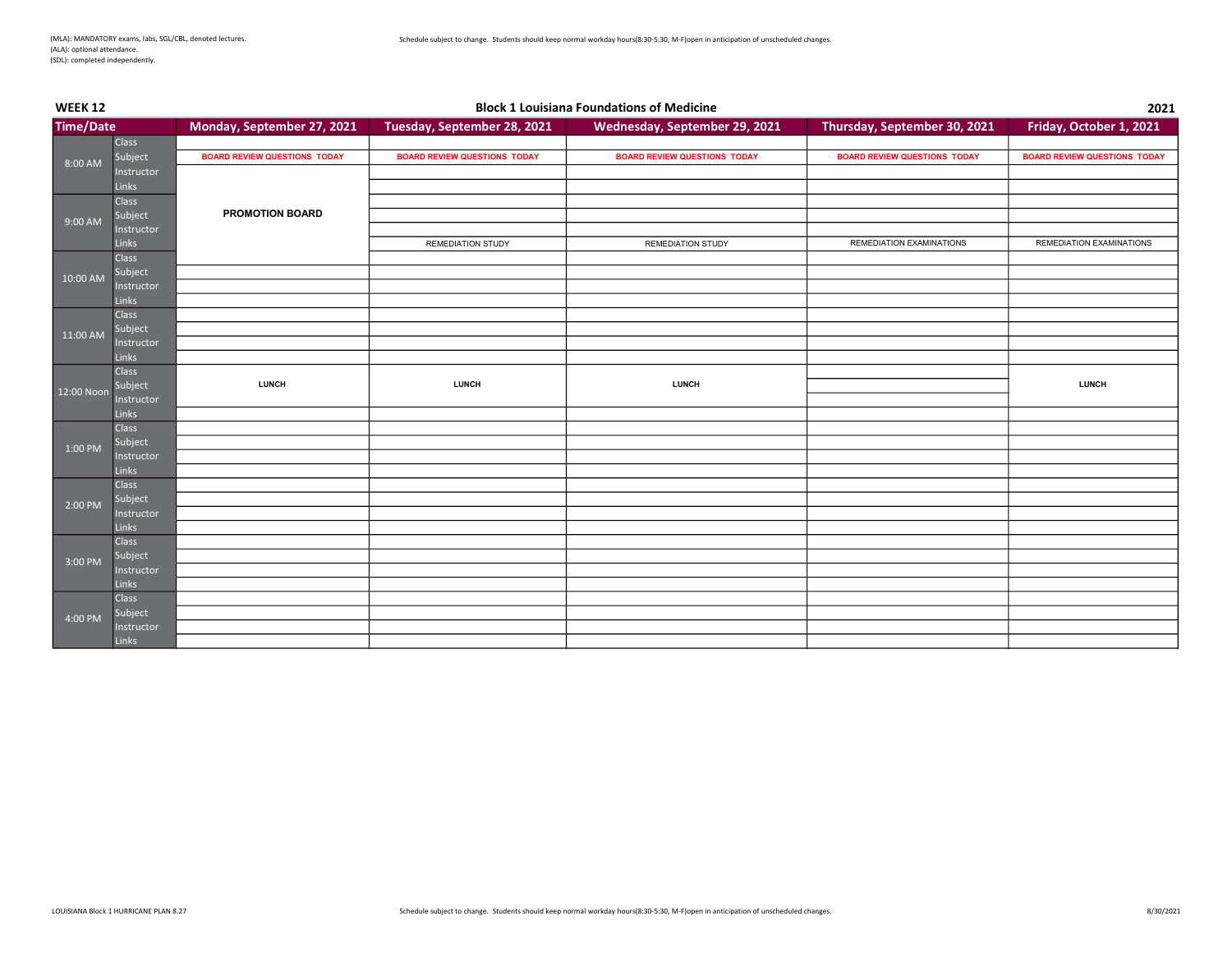(MLA): MANDATORY exams, labs, SGL/CBL, denoted lectures.
(ALA): optional attendance.
(SDL): completed independently.

Schedule subject to change. Students should keep normal workday hours(8:30-5:30, M-F)open in anticipation of unscheduled changes.

**WEEK 12** — **Block 1 Louisiana Foundations of Medicine** — **2021**

| Time/Date | | Monday, September 27, 2021 | Tuesday, September 28, 2021 | Wednesday, September 29, 2021 | Thursday, September 30, 2021 | Friday, October 1, 2021 |
|---|---|---|---|---|---|---|
| 8:00 AM | Class | | | | | |
| | Subject | BOARD REVIEW QUESTIONS TODAY | BOARD REVIEW QUESTIONS TODAY | BOARD REVIEW QUESTIONS TODAY | BOARD REVIEW QUESTIONS TODAY | BOARD REVIEW QUESTIONS TODAY |
| | Instructor | PROMOTION BOARD | | | | |
| | Links | | | | | |
| 9:00 AM | Class | | | | | |
| | Subject | | | | | |
| | Instructor | | | | | |
| | Links | | REMEDIATION STUDY | REMEDIATION STUDY | REMEDIATION EXAMINATIONS | REMEDIATION EXAMINATIONS |
| 10:00 AM | Class | | | | | |
| | Subject | | | | | |
| | Instructor | | | | | |
| | Links | | | | | |
| 11:00 AM | Class | | | | | |
| | Subject | | | | | |
| | Instructor | | | | | |
| | Links | | | | | |
| 12:00 Noon | Class | LUNCH | LUNCH | LUNCH | | LUNCH |
| | Subject | | | | | |
| | Instructor | | | | | |
| | Links | | | | | |
| 1:00 PM | Class | | | | | |
| | Subject | | | | | |
| | Instructor | | | | | |
| | Links | | | | | |
| 2:00 PM | Class | | | | | |
| | Subject | | | | | |
| | Instructor | | | | | |
| | Links | | | | | |
| 3:00 PM | Class | | | | | |
| | Subject | | | | | |
| | Instructor | | | | | |
| | Links | | | | | |
| 4:00 PM | Class | | | | | |
| | Subject | | | | | |
| | Instructor | | | | | |
| | Links | | | | | |

LOUISIANA Block 1 HURRICANE PLAN 8.27

Schedule subject to change. Students should keep normal workday hours(8:30-5:30, M-F)open in anticipation of unscheduled changes.

8/30/2021